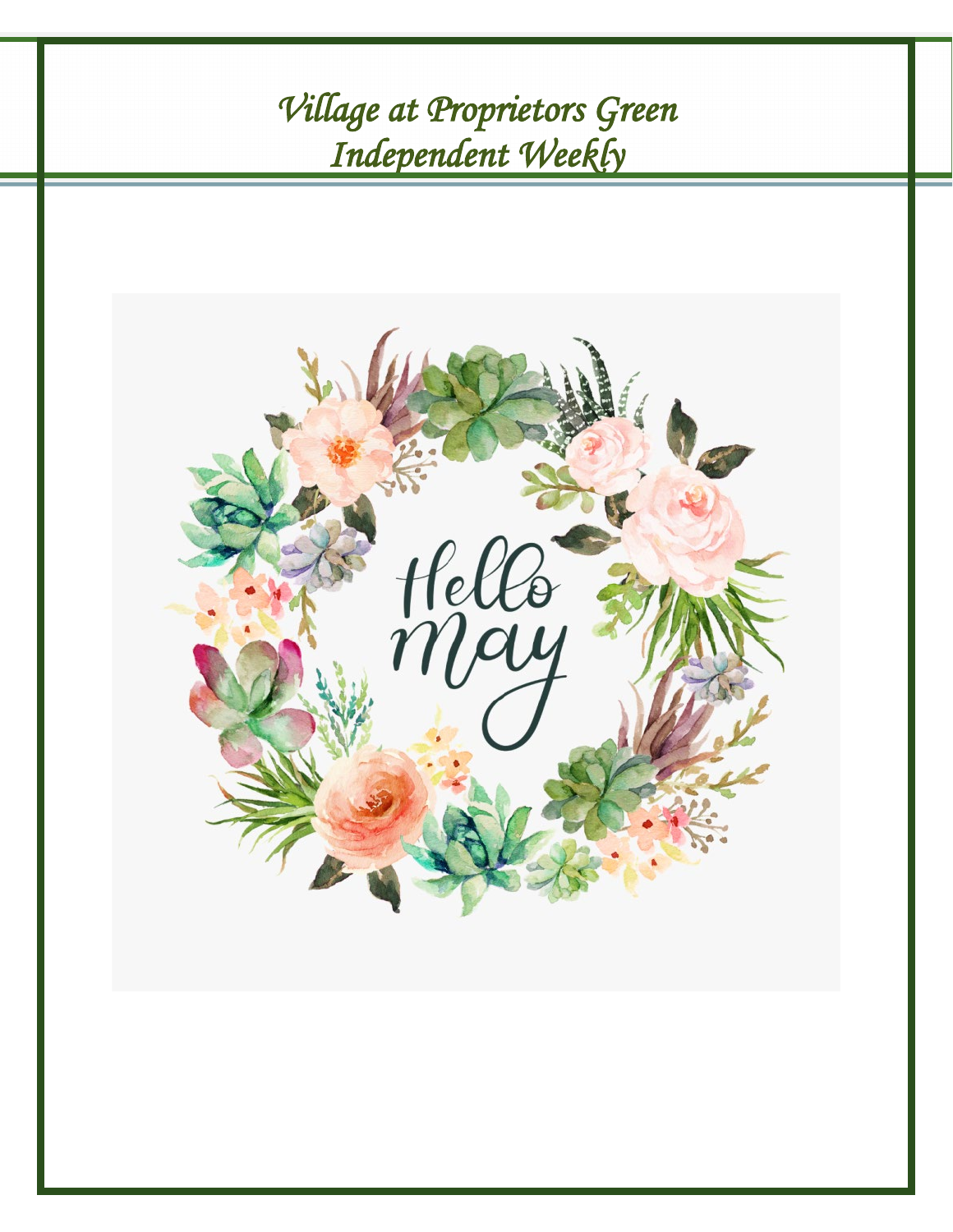# Village at Proprietors Green
# Independent Weekly

Hello may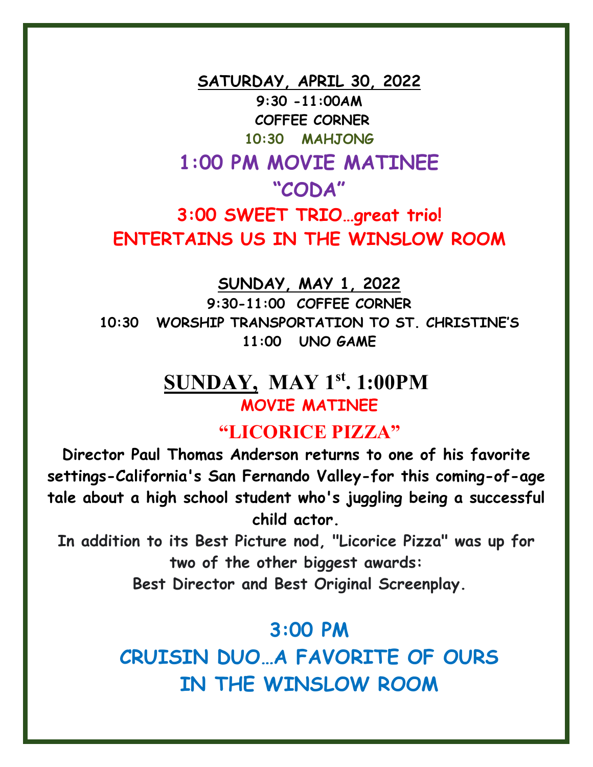## SATURDAY, APRIL 30, 2022

9:30 -11:00AM

COFFEE CORNER

10:30 MAHJONG

## 1:00 PM MOVIE MATINEE

## "CODA"

## 3:00 SWEET TRIO…great trio!

## ENTERTAINS US IN THE WINSLOW ROOM

## SUNDAY, MAY 1, 2022

9:30-11:00 COFFEE CORNER

10:30 WORSHIP TRANSPORTATION TO ST. CHRISTINE'S

11:00 UNO GAME

## SUNDAY, MAY 1st. 1:00PM

**MOVIE MATINEE**

## "LICORICE PIZZA"

**Director Paul Thomas Anderson returns to one of his favorite settings-California's San Fernando Valley-for this coming-of-age tale about a high school student who's juggling being a successful child actor.**

**In addition to its Best Picture nod, "Licorice Pizza" was up for two of the other biggest awards:**

**Best Director and Best Original Screenplay.**

## 3:00 PM

## CRUISIN DUO…A FAVORITE OF OURS

## IN THE WINSLOW ROOM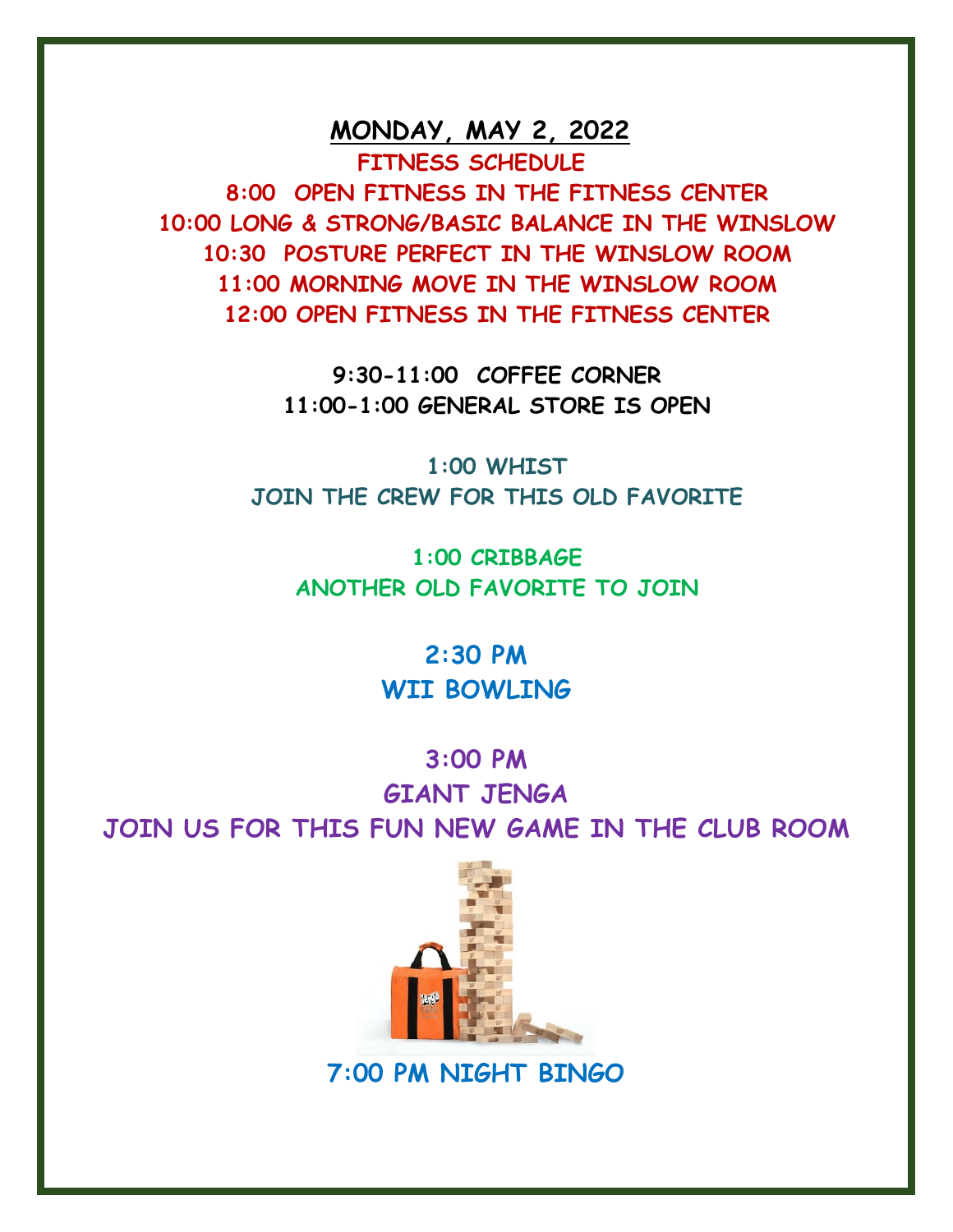## MONDAY, MAY 2, 2022

**FITNESS SCHEDULE**

**8:00 OPEN FITNESS IN THE FITNESS CENTER**

**10:00 LONG & STRONG/BASIC BALANCE IN THE WINSLOW**

**10:30 POSTURE PERFECT IN THE WINSLOW ROOM**

**11:00 MORNING MOVE IN THE WINSLOW ROOM**

**12:00 OPEN FITNESS IN THE FITNESS CENTER**

**9:30-11:00 COFFEE CORNER**

**11:00-1:00 GENERAL STORE IS OPEN**

**1:00 WHIST**

**JOIN THE CREW FOR THIS OLD FAVORITE**

**1:00 CRIBBAGE**

**ANOTHER OLD FAVORITE TO JOIN**

**2:30 PM**

**WII BOWLING**

**3:00 PM**

**GIANT JENGA**

**JOIN US FOR THIS FUN NEW GAME IN THE CLUB ROOM**

**7:00 PM NIGHT BINGO**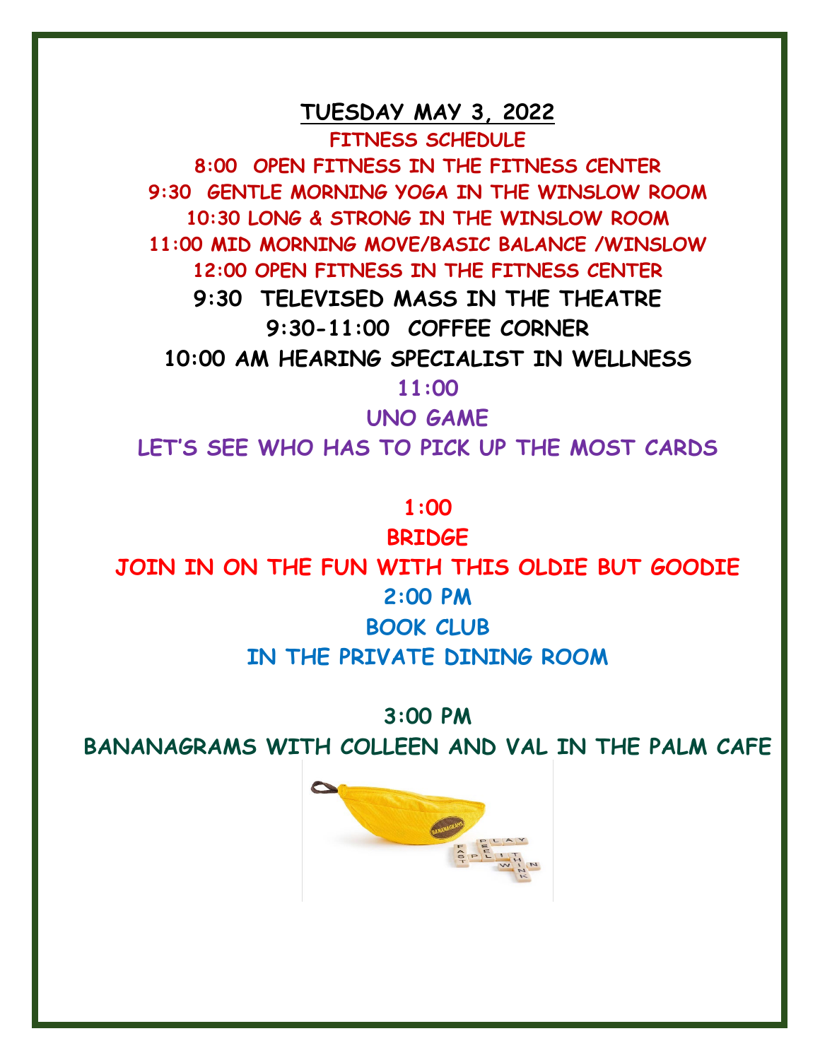# TUESDAY MAY 3, 2022

**FITNESS SCHEDULE**

**8:00 OPEN FITNESS IN THE FITNESS CENTER**

**9:30 GENTLE MORNING YOGA IN THE WINSLOW ROOM**

**10:30 LONG & STRONG IN THE WINSLOW ROOM**

**11:00 MID MORNING MOVE/BASIC BALANCE /WINSLOW**

**12:00 OPEN FITNESS IN THE FITNESS CENTER**

**9:30 TELEVISED MASS IN THE THEATRE**

**9:30-11:00 COFFEE CORNER**

**10:00 AM HEARING SPECIALIST IN WELLNESS**

**11:00**

**UNO GAME**

**LET'S SEE WHO HAS TO PICK UP THE MOST CARDS**

**1:00**

**BRIDGE**

**JOIN IN ON THE FUN WITH THIS OLDIE BUT GOODIE**

**2:00 PM**

**BOOK CLUB**

**IN THE PRIVATE DINING ROOM**

**3:00 PM**

**BANANAGRAMS WITH COLLEEN AND VAL IN THE PALM CAFE**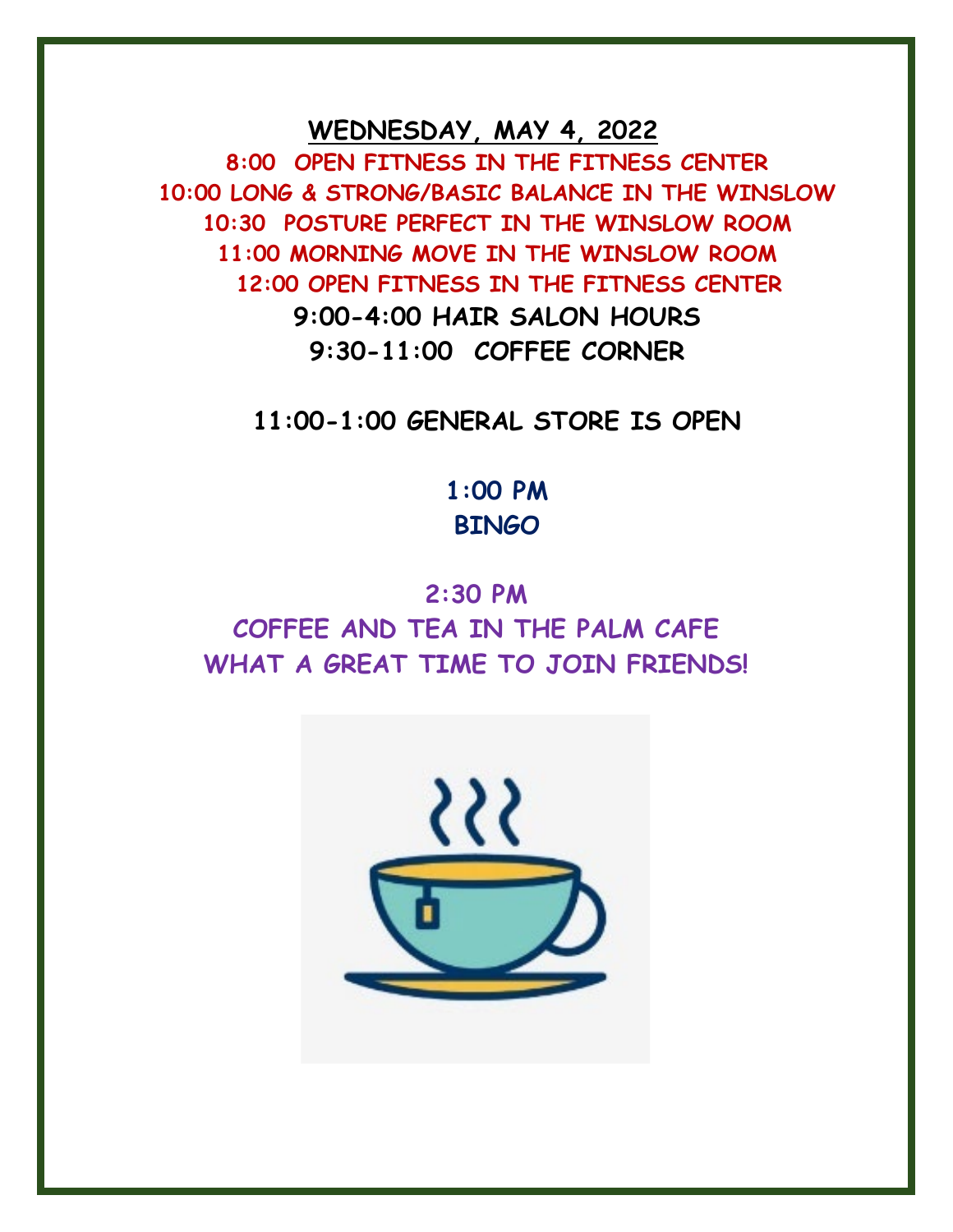# <u>WEDNESDAY, MAY 4, 2022</u>

**8:00 OPEN FITNESS IN THE FITNESS CENTER**
**10:00 LONG & STRONG/BASIC BALANCE IN THE WINSLOW**
**10:30 POSTURE PERFECT IN THE WINSLOW ROOM**
**11:00 MORNING MOVE IN THE WINSLOW ROOM**
**12:00 OPEN FITNESS IN THE FITNESS CENTER**
**9:00-4:00 HAIR SALON HOURS**
**9:30-11:00 COFFEE CORNER**

**11:00-1:00 GENERAL STORE IS OPEN**

**1:00 PM**
**BINGO**

**2:30 PM**
**COFFEE AND TEA IN THE PALM CAFE**
**WHAT A GREAT TIME TO JOIN FRIENDS!**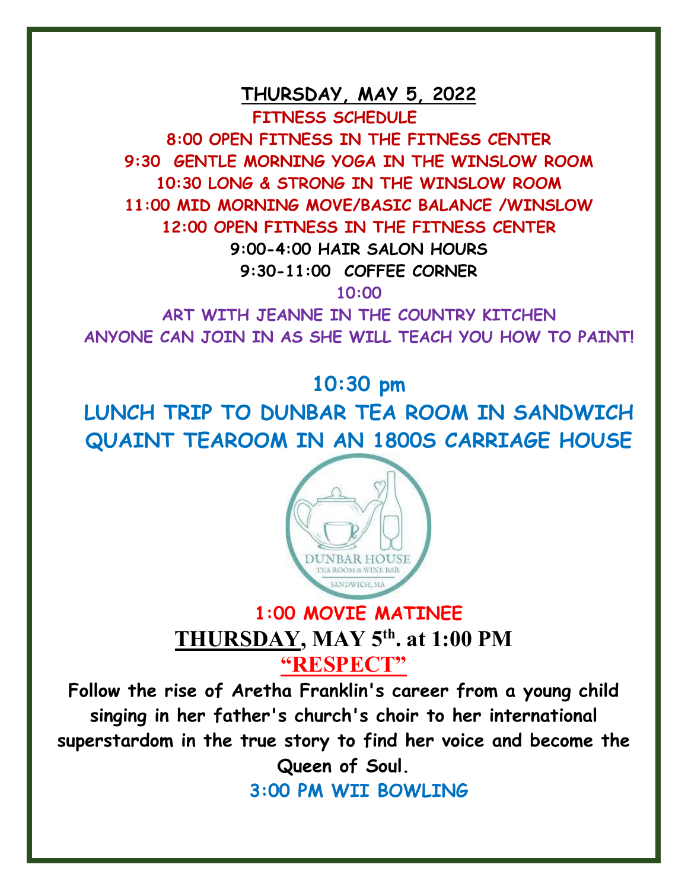**THURSDAY, MAY 5, 2022**

**FITNESS SCHEDULE**

**8:00 OPEN FITNESS IN THE FITNESS CENTER**

**9:30 GENTLE MORNING YOGA IN THE WINSLOW ROOM**

**10:30 LONG & STRONG IN THE WINSLOW ROOM**

**11:00 MID MORNING MOVE/BASIC BALANCE /WINSLOW**

**12:00 OPEN FITNESS IN THE FITNESS CENTER**

**9:00-4:00 HAIR SALON HOURS**

**9:30-11:00 COFFEE CORNER**

**10:00**

**ART WITH JEANNE IN THE COUNTRY KITCHEN**

**ANYONE CAN JOIN IN AS SHE WILL TEACH YOU HOW TO PAINT!**

**10:30 pm**

**LUNCH TRIP TO DUNBAR TEA ROOM IN SANDWICH**

**QUAINT TEAROOM IN AN 1800S CARRIAGE HOUSE**

DUNBAR HOUSE
TEA ROOM & WINE BAR
SANDWICH, MA

**1:00 MOVIE MATINEE**

**THURSDAY, MAY 5th. at 1:00 PM**

**"RESPECT"**

**Follow the rise of Aretha Franklin's career from a young child singing in her father's church's choir to her international superstardom in the true story to find her voice and become the Queen of Soul.**

**3:00 PM WII BOWLING**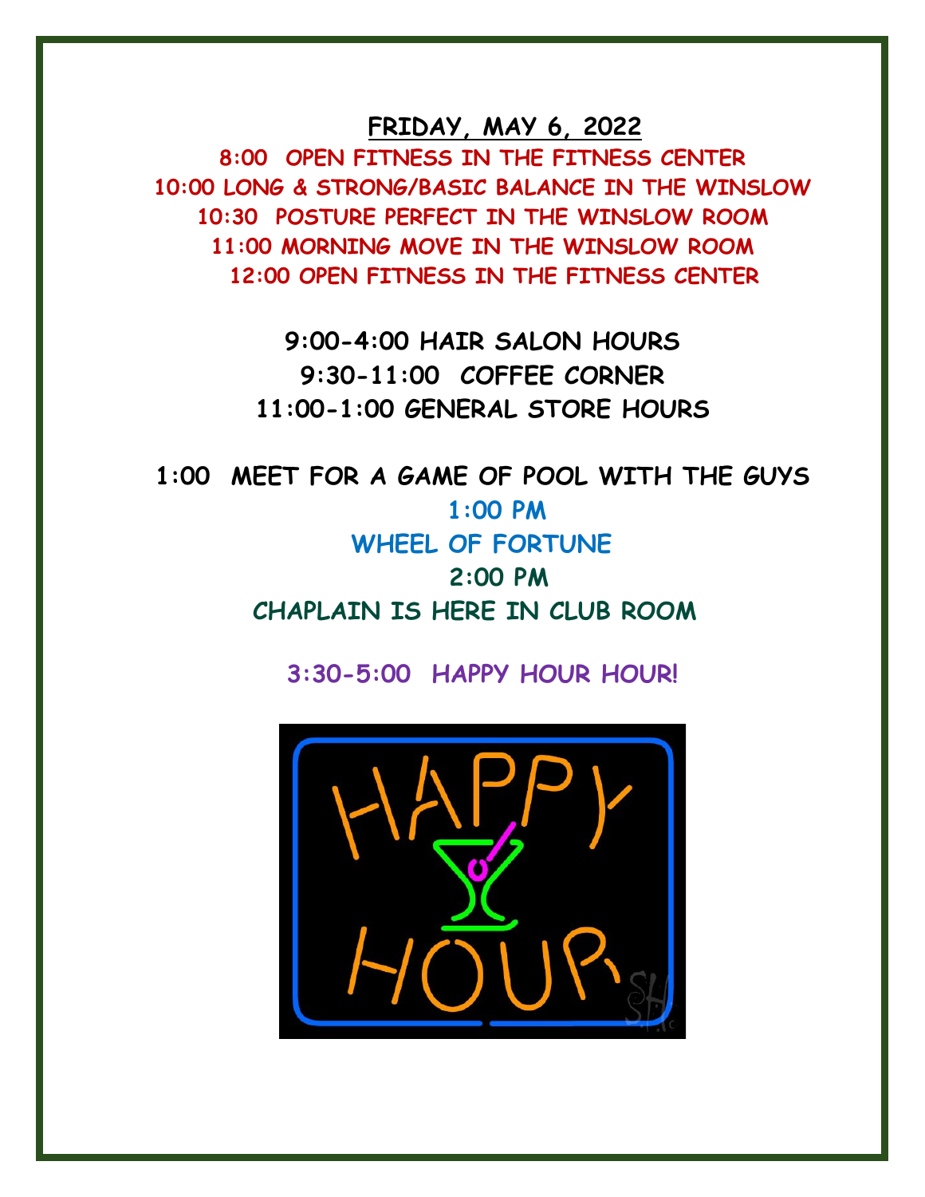# FRIDAY, MAY 6, 2022

8:00 OPEN FITNESS IN THE FITNESS CENTER
10:00 LONG & STRONG/BASIC BALANCE IN THE WINSLOW
10:30 POSTURE PERFECT IN THE WINSLOW ROOM
11:00 MORNING MOVE IN THE WINSLOW ROOM
12:00 OPEN FITNESS IN THE FITNESS CENTER

9:00-4:00 HAIR SALON HOURS
9:30-11:00 COFFEE CORNER
11:00-1:00 GENERAL STORE HOURS

1:00 MEET FOR A GAME OF POOL WITH THE GUYS

1:00 PM
WHEEL OF FORTUNE

2:00 PM
CHAPLAIN IS HERE IN CLUB ROOM

3:30-5:00 HAPPY HOUR HOUR!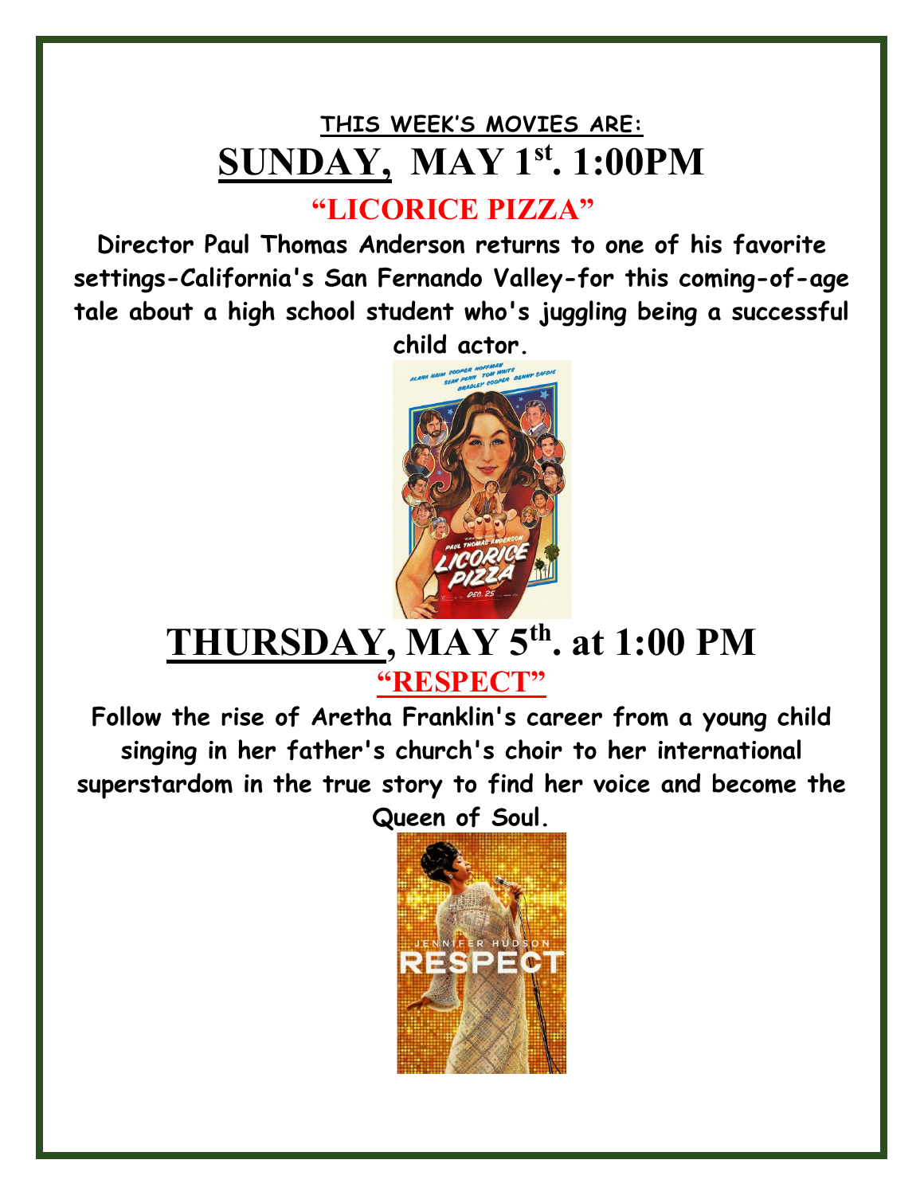## THIS WEEK'S MOVIES ARE:

# SUNDAY, MAY 1st. 1:00PM

## "LICORICE PIZZA"

**Director Paul Thomas Anderson returns to one of his favorite settings-California's San Fernando Valley-for this coming-of-age tale about a high school student who's juggling being a successful child actor.**

# THURSDAY, MAY 5th. at 1:00 PM

## "RESPECT"

**Follow the rise of Aretha Franklin's career from a young child singing in her father's church's choir to her international superstardom in the true story to find her voice and become the Queen of Soul.**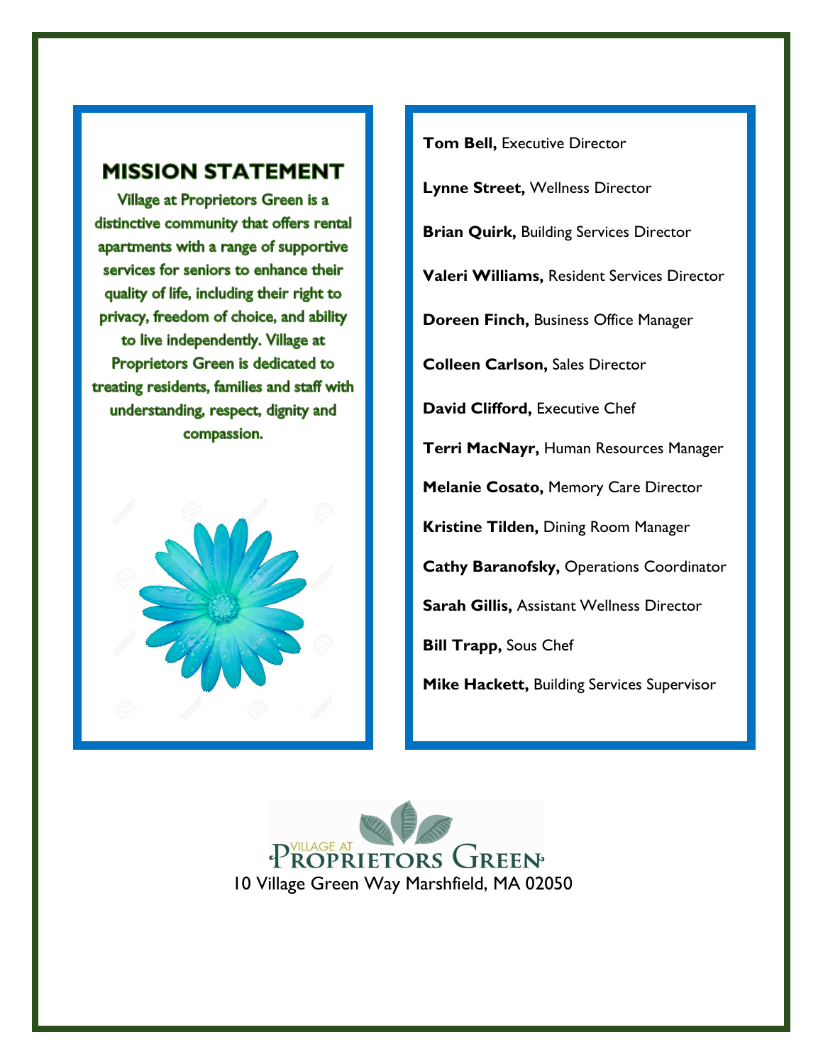## MISSION STATEMENT

Village at Proprietors Green is a distinctive community that offers rental apartments with a range of supportive services for seniors to enhance their quality of life, including their right to privacy, freedom of choice, and ability to live independently. Village at Proprietors Green is dedicated to treating residents, families and staff with understanding, respect, dignity and compassion.

**Tom Bell,** Executive Director

**Lynne Street,** Wellness Director

**Brian Quirk,** Building Services Director

**Valeri Williams,** Resident Services Director

**Doreen Finch,** Business Office Manager

**Colleen Carlson,** Sales Director

**David Clifford,** Executive Chef

**Terri MacNayr,** Human Resources Manager

**Melanie Cosato,** Memory Care Director

**Kristine Tilden,** Dining Room Manager

**Cathy Baranofsky,** Operations Coordinator

**Sarah Gillis,** Assistant Wellness Director

**Bill Trapp,** Sous Chef

**Mike Hackett,** Building Services Supervisor

VILLAGE AT PROPRIETORS GREEN

10 Village Green Way Marshfield, MA 02050